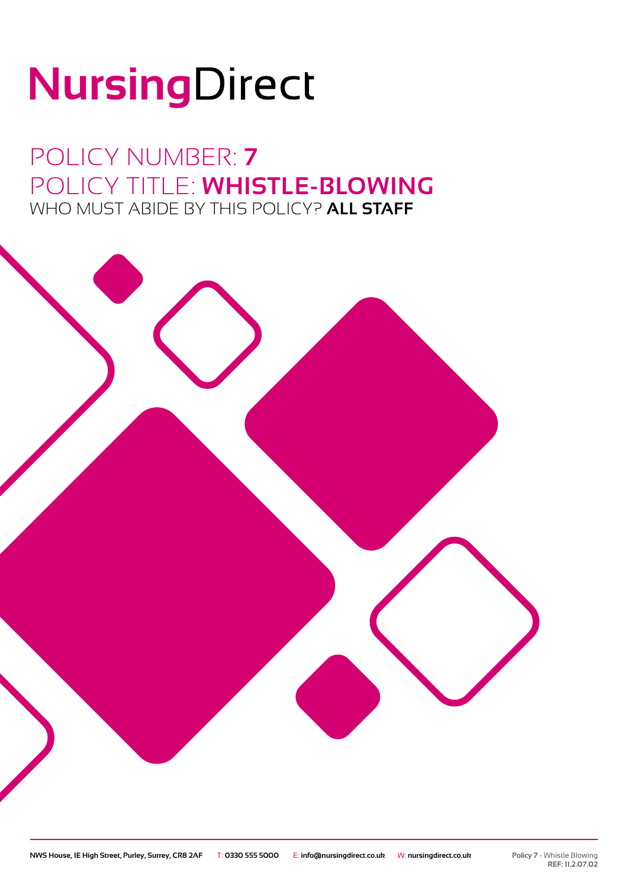# NursingDirect

## POLICY NUMBER: **7**
## POLICY TITLE: **WHISTLE-BLOWING**
### WHO MUST ABIDE BY THIS POLICY? **ALL STAFF**

**NWS House, 1E High Street, Purley, Surrey, CR8 2AF** T: **0330 555 5000** E: **info@nursingdirect.co.uk** W: **nursingdirect.co.uk**

**Policy 7** - Whistle Blowing
**REF: 11.2.07.02**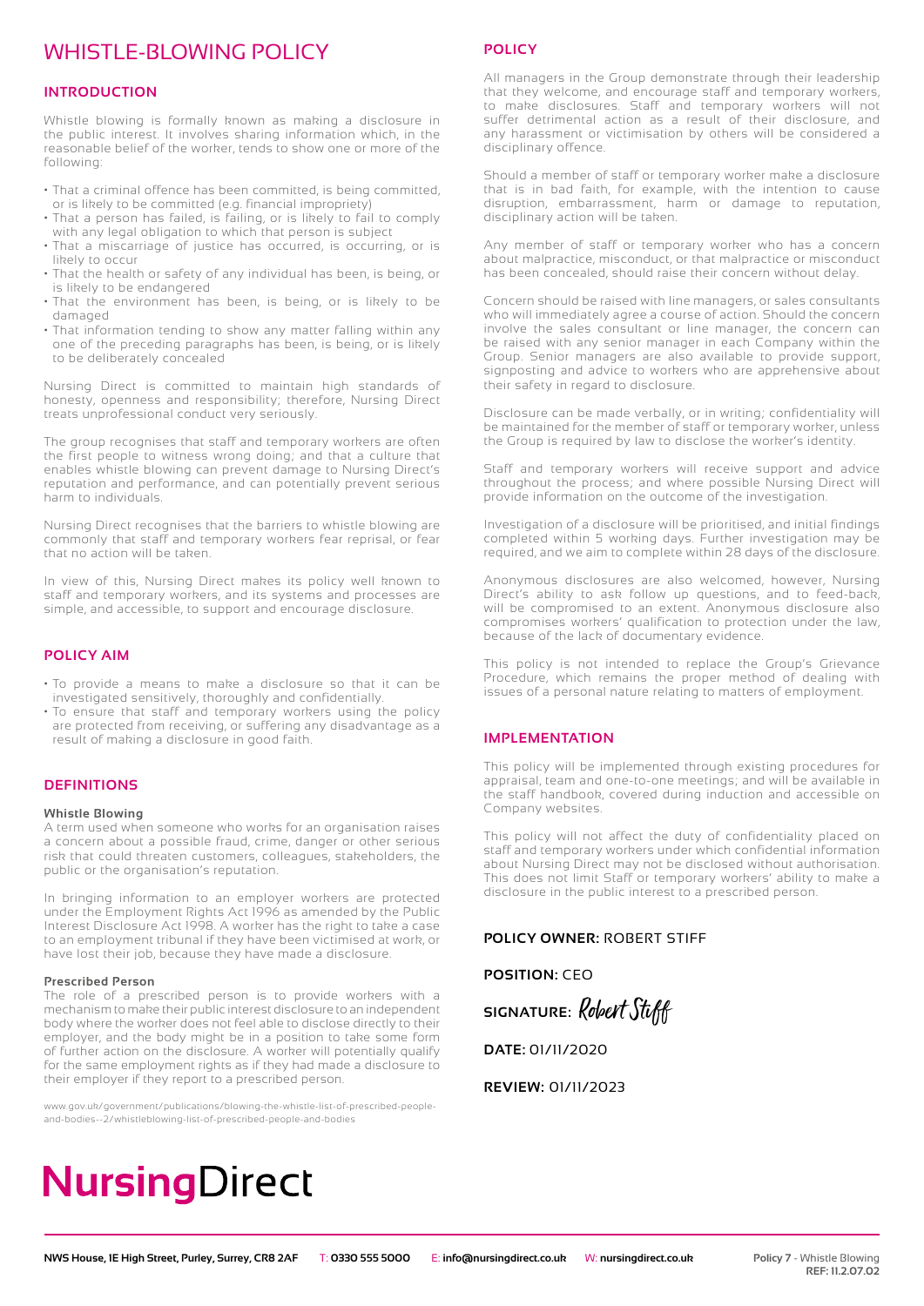# WHISTLE-BLOWING POLICY

## INTRODUCTION

Whistle blowing is formally known as making a disclosure in the public interest. It involves sharing information which, in the reasonable belief of the worker, tends to show one or more of the following:

- That a criminal offence has been committed, is being committed, or is likely to be committed (e.g. financial impropriety)
- That a person has failed, is failing, or is likely to fail to comply with any legal obligation to which that person is subject
- That a miscarriage of justice has occurred, is occurring, or is likely to occur
- That the health or safety of any individual has been, is being, or is likely to be endangered
- That the environment has been, is being, or is likely to be damaged
- That information tending to show any matter falling within any one of the preceding paragraphs has been, is being, or is likely to be deliberately concealed

Nursing Direct is committed to maintain high standards of honesty, openness and responsibility; therefore, Nursing Direct treats unprofessional conduct very seriously.

The group recognises that staff and temporary workers are often the first people to witness wrong doing; and that a culture that enables whistle blowing can prevent damage to Nursing Direct's reputation and performance, and can potentially prevent serious harm to individuals.

Nursing Direct recognises that the barriers to whistle blowing are commonly that staff and temporary workers fear reprisal, or fear that no action will be taken.

In view of this, Nursing Direct makes its policy well known to staff and temporary workers, and its systems and processes are simple, and accessible, to support and encourage disclosure.

## POLICY AIM

- To provide a means to make a disclosure so that it can be investigated sensitively, thoroughly and confidentially.
- To ensure that staff and temporary workers using the policy are protected from receiving, or suffering any disadvantage as a result of making a disclosure in good faith.

## DEFINITIONS

**Whistle Blowing**

A term used when someone who works for an organisation raises a concern about a possible fraud, crime, danger or other serious risk that could threaten customers, colleagues, stakeholders, the public or the organisation's reputation.

In bringing information to an employer workers are protected under the Employment Rights Act 1996 as amended by the Public Interest Disclosure Act 1998. A worker has the right to take a case to an employment tribunal if they have been victimised at work, or have lost their job, because they have made a disclosure.

**Prescribed Person**

The role of a prescribed person is to provide workers with a mechanism to make their public interest disclosure to an independent body where the worker does not feel able to disclose directly to their employer, and the body might be in a position to take some form of further action on the disclosure. A worker will potentially qualify for the same employment rights as if they had made a disclosure to their employer if they report to a prescribed person.

www.gov.uk/government/publications/blowing-the-whistle-list-of-prescribed-people-and-bodies--2/whistleblowing-list-of-prescribed-people-and-bodies

## POLICY

All managers in the Group demonstrate through their leadership that they welcome, and encourage staff and temporary workers, to make disclosures. Staff and temporary workers will not suffer detrimental action as a result of their disclosure, and any harassment or victimisation by others will be considered a disciplinary offence.

Should a member of staff or temporary worker make a disclosure that is in bad faith, for example, with the intention to cause disruption, embarrassment, harm or damage to reputation, disciplinary action will be taken.

Any member of staff or temporary worker who has a concern about malpractice, misconduct, or that malpractice or misconduct has been concealed, should raise their concern without delay.

Concern should be raised with line managers, or sales consultants who will immediately agree a course of action. Should the concern involve the sales consultant or line manager, the concern can be raised with any senior manager in each Company within the Group. Senior managers are also available to provide support, signposting and advice to workers who are apprehensive about their safety in regard to disclosure.

Disclosure can be made verbally, or in writing; confidentiality will be maintained for the member of staff or temporary worker, unless the Group is required by law to disclose the worker's identity.

Staff and temporary workers will receive support and advice throughout the process; and where possible Nursing Direct will provide information on the outcome of the investigation.

Investigation of a disclosure will be prioritised, and initial findings completed within 5 working days. Further investigation may be required, and we aim to complete within 28 days of the disclosure.

Anonymous disclosures are also welcomed, however, Nursing Direct's ability to ask follow up questions, and to feed-back, will be compromised to an extent. Anonymous disclosure also compromises workers' qualification to protection under the law, because of the lack of documentary evidence.

This policy is not intended to replace the Group's Grievance Procedure, which remains the proper method of dealing with issues of a personal nature relating to matters of employment.

## IMPLEMENTATION

This policy will be implemented through existing procedures for appraisal, team and one-to-one meetings; and will be available in the staff handbook, covered during induction and accessible on Company websites.

This policy will not affect the duty of confidentiality placed on staff and temporary workers under which confidential information about Nursing Direct may not be disclosed without authorisation. This does not limit Staff or temporary workers' ability to make a disclosure in the public interest to a prescribed person.

**POLICY OWNER:** ROBERT STIFF

**POSITION:** CEO

**SIGNATURE:** Robert Stiff

**DATE:** 01/11/2020

**REVIEW:** 01/11/2023

**Nursing**Direct

NWS House, 1E High Street, Purley, Surrey, CR8 2AF T: 0330 555 5000 E: info@nursingdirect.co.uk W: nursingdirect.co.uk

Policy 7 - Whistle Blowing
REF: 11.2.07.02